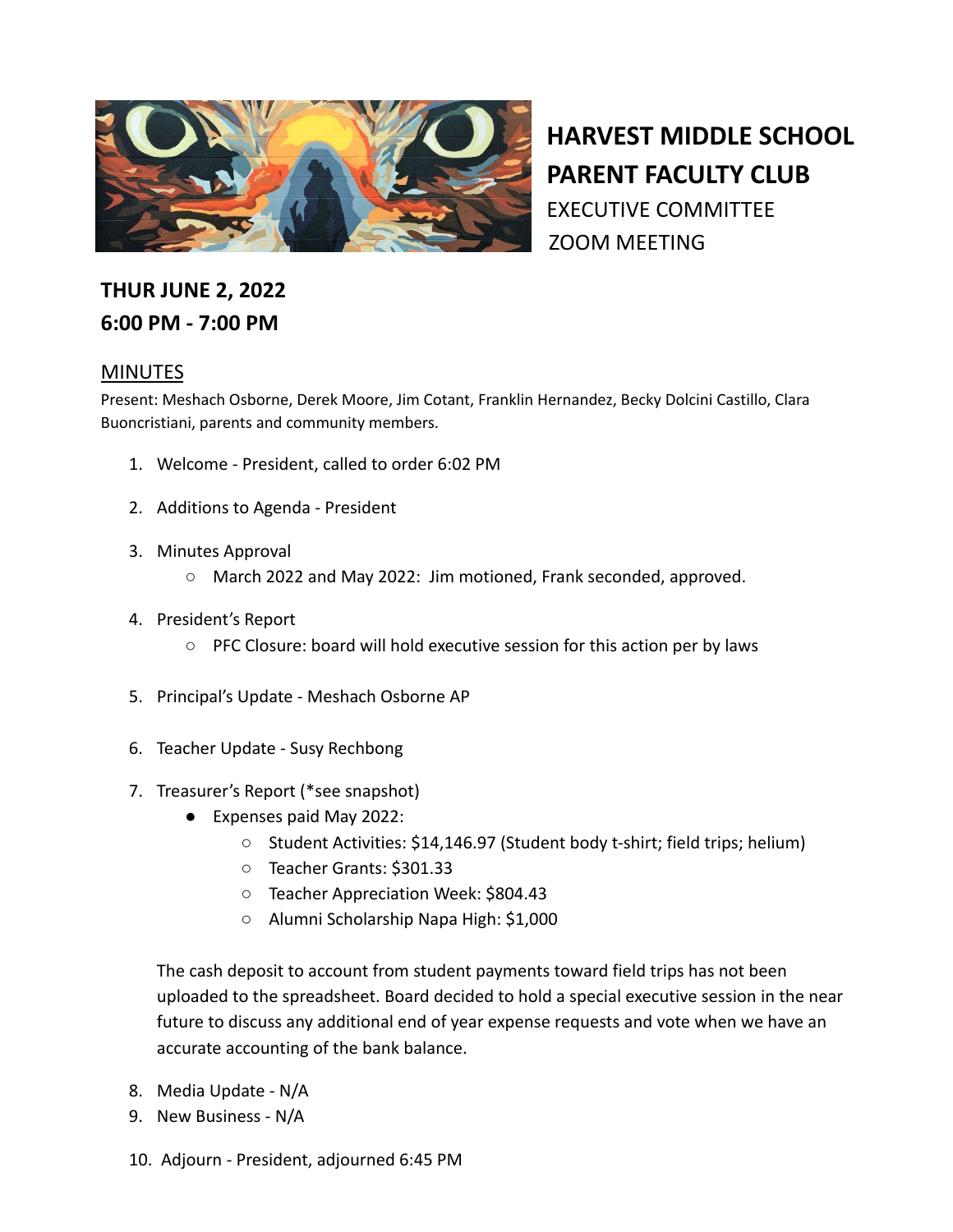# HARVEST MIDDLE SCHOOL PARENT FACULTY CLUB

EXECUTIVE COMMITTEE
ZOOM MEETING

**THUR JUNE 2, 2022**
**6:00 PM - 7:00 PM**

## MINUTES

Present: Meshach Osborne, Derek Moore, Jim Cotant, Franklin Hernandez, Becky Dolcini Castillo, Clara Buoncristiani, parents and community members.

1. Welcome - President, called to order 6:02 PM
2. Additions to Agenda - President
3. Minutes Approval
   - March 2022 and May 2022: Jim motioned, Frank seconded, approved.
4. President's Report
   - PFC Closure: board will hold executive session for this action per by laws
5. Principal's Update - Meshach Osborne AP
6. Teacher Update - Susy Rechbong
7. Treasurer's Report (*see snapshot)
   - Expenses paid May 2022:
     - Student Activities: $14,146.97 (Student body t-shirt; field trips; helium)
     - Teacher Grants: $301.33
     - Teacher Appreciation Week: $804.43
     - Alumni Scholarship Napa High: $1,000

   The cash deposit to account from student payments toward field trips has not been uploaded to the spreadsheet. Board decided to hold a special executive session in the near future to discuss any additional end of year expense requests and vote when we have an accurate accounting of the bank balance.

8. Media Update - N/A
9. New Business - N/A
10. Adjourn - President, adjourned 6:45 PM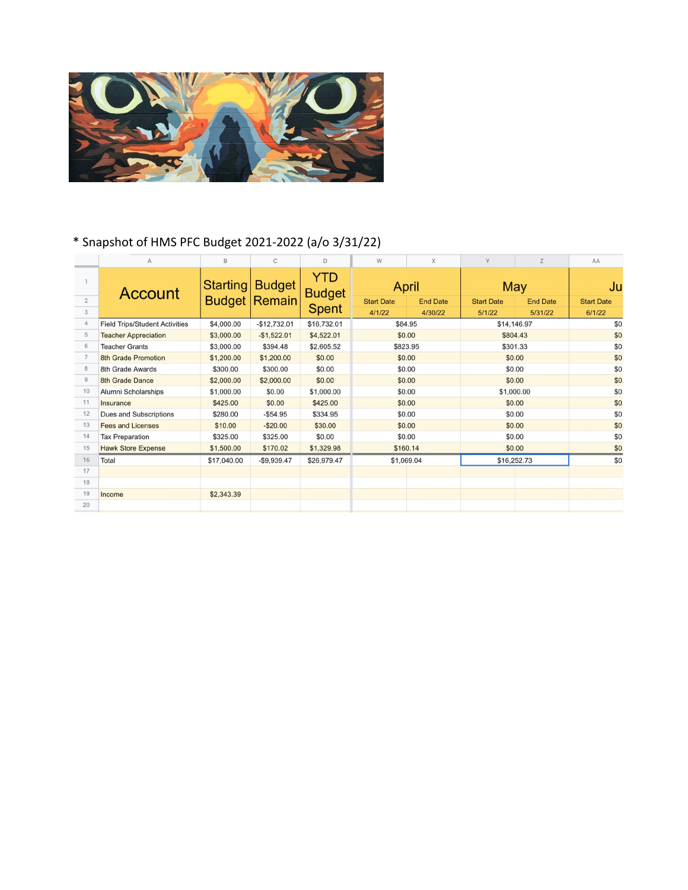\* Snapshot of HMS PFC Budget 2021-2022 (a/o 3/31/22)

| Account | Starting Budget | Budget Remain | YTD Budget Spent | April | | May | | Ju |
|---|---|---|---|---|---|---|---|---|
| | | | | Start Date | End Date | Start Date | End Date | Start Date |
| | | | | 4/1/22 | 4/30/22 | 5/1/22 | 5/31/22 | 6/1/22 |
| Field Trips/Student Activities | $4,000.00 | -$12,732.01 | $16,732.01 | $84.95 | | $14,146.97 | | $0. |
| Teacher Appreciation | $3,000.00 | -$1,522.01 | $4,522.01 | $0.00 | | $804.43 | | $0. |
| Teacher Grants | $3,000.00 | $394.48 | $2,605.52 | $823.95 | | $301.33 | | $0. |
| 8th Grade Promotion | $1,200.00 | $1,200.00 | $0.00 | $0.00 | | $0.00 | | $0. |
| 8th Grade Awards | $300.00 | $300.00 | $0.00 | $0.00 | | $0.00 | | $0. |
| 8th Grade Dance | $2,000.00 | $2,000.00 | $0.00 | $0.00 | | $0.00 | | $0. |
| Alumni Scholarships | $1,000.00 | $0.00 | $1,000.00 | $0.00 | | $1,000.00 | | $0. |
| Insurance | $425.00 | $0.00 | $425.00 | $0.00 | | $0.00 | | $0. |
| Dues and Subscriptions | $280.00 | -$54.95 | $334.95 | $0.00 | | $0.00 | | $0. |
| Fees and Licenses | $10.00 | -$20.00 | $30.00 | $0.00 | | $0.00 | | $0. |
| Tax Preparation | $325.00 | $325.00 | $0.00 | $0.00 | | $0.00 | | $0. |
| Hawk Store Expense | $1,500.00 | $170.02 | $1,329.98 | $160.14 | | $0.00 | | $0. |
| Total | $17,040.00 | -$9,939.47 | $26,979.47 | $1,069.04 | | $16,252.73 | | $0. |
| | | | | | | | | |
| | | | | | | | | |
| Income | $2,343.39 | | | | | | | |